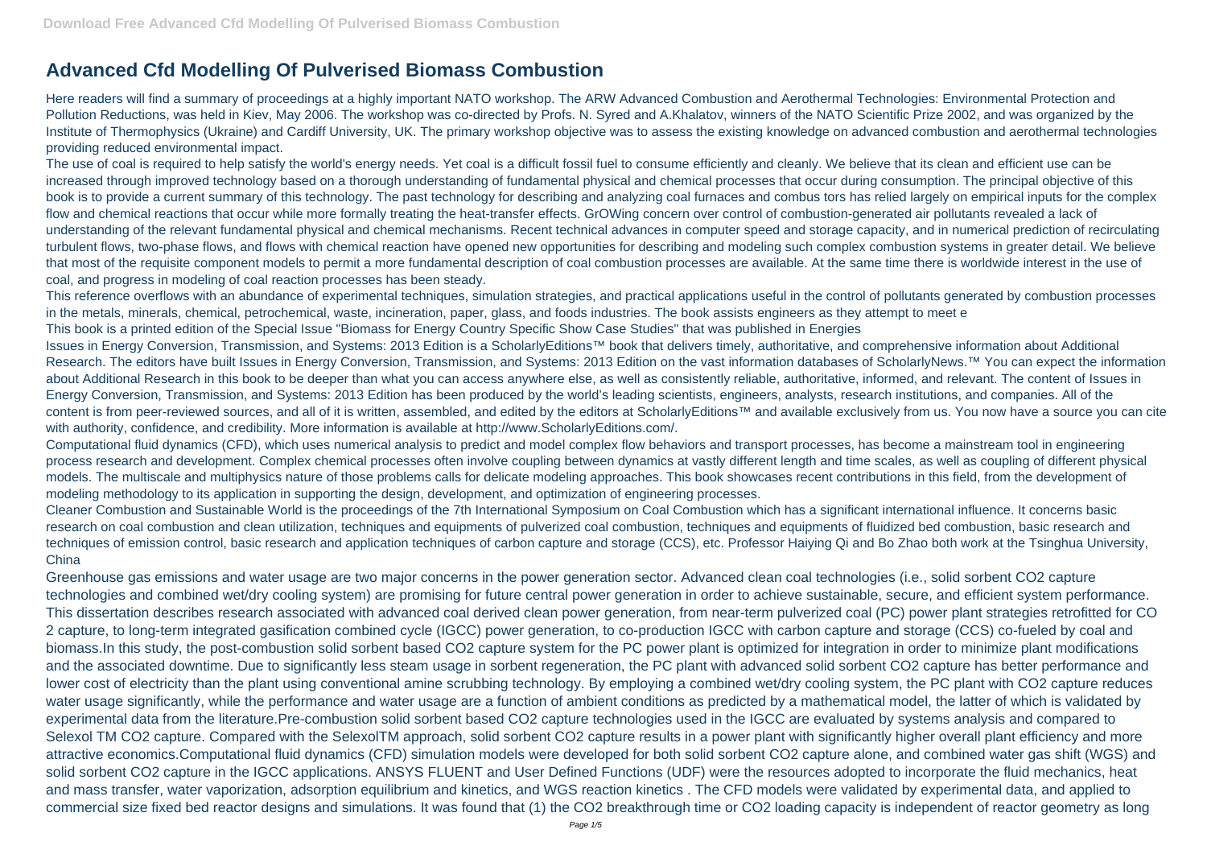# Advanced Cfd Modelling Of Pulverised Biomass Combustion

Here readers will find a summary of proceedings at a highly important NATO workshop. The ARW Advanced Combustion and Aerothermal Technologies: Environmental Protection and Pollution Reductions, was held in Kiev, May 2006. The workshop was co-directed by Profs. N. Syred and A.Khalatov, winners of the NATO Scientific Prize 2002, and was organized by the Institute of Thermophysics (Ukraine) and Cardiff University, UK. The primary workshop objective was to assess the existing knowledge on advanced combustion and aerothermal technologies providing reduced environmental impact.

The use of coal is required to help satisfy the world's energy needs. Yet coal is a difficult fossil fuel to consume efficiently and cleanly. We believe that its clean and efficient use can be increased through improved technology based on a thorough understanding of fundamental physical and chemical processes that occur during consumption. The principal objective of this book is to provide a current summary of this technology. The past technology for describing and analyzing coal furnaces and combus tors has relied largely on empirical inputs for the complex flow and chemical reactions that occur while more formally treating the heat-transfer effects. GrOWing concern over control of combustion-generated air pollutants revealed a lack of understanding of the relevant fundamental physical and chemical mechanisms. Recent technical advances in computer speed and storage capacity, and in numerical prediction of recirculating turbulent flows, two-phase flows, and flows with chemical reaction have opened new opportunities for describing and modeling such complex combustion systems in greater detail. We believe that most of the requisite component models to permit a more fundamental description of coal combustion processes are available. At the same time there is worldwide interest in the use of coal, and progress in modeling of coal reaction processes has been steady.

This reference overflows with an abundance of experimental techniques, simulation strategies, and practical applications useful in the control of pollutants generated by combustion processes in the metals, minerals, chemical, petrochemical, waste, incineration, paper, glass, and foods industries. The book assists engineers as they attempt to meet e

This book is a printed edition of the Special Issue "Biomass for Energy Country Specific Show Case Studies" that was published in Energies

Issues in Energy Conversion, Transmission, and Systems: 2013 Edition is a ScholarlyEditions™ book that delivers timely, authoritative, and comprehensive information about Additional Research. The editors have built Issues in Energy Conversion, Transmission, and Systems: 2013 Edition on the vast information databases of ScholarlyNews.™ You can expect the information about Additional Research in this book to be deeper than what you can access anywhere else, as well as consistently reliable, authoritative, informed, and relevant. The content of Issues in Energy Conversion, Transmission, and Systems: 2013 Edition has been produced by the world's leading scientists, engineers, analysts, research institutions, and companies. All of the content is from peer-reviewed sources, and all of it is written, assembled, and edited by the editors at ScholarlyEditions™ and available exclusively from us. You now have a source you can cite with authority, confidence, and credibility. More information is available at http://www.ScholarlyEditions.com/.

Computational fluid dynamics (CFD), which uses numerical analysis to predict and model complex flow behaviors and transport processes, has become a mainstream tool in engineering process research and development. Complex chemical processes often involve coupling between dynamics at vastly different length and time scales, as well as coupling of different physical models. The multiscale and multiphysics nature of those problems calls for delicate modeling approaches. This book showcases recent contributions in this field, from the development of modeling methodology to its application in supporting the design, development, and optimization of engineering processes.

Cleaner Combustion and Sustainable World is the proceedings of the 7th International Symposium on Coal Combustion which has a significant international influence. It concerns basic research on coal combustion and clean utilization, techniques and equipments of pulverized coal combustion, techniques and equipments of fluidized bed combustion, basic research and techniques of emission control, basic research and application techniques of carbon capture and storage (CCS), etc. Professor Haiying Qi and Bo Zhao both work at the Tsinghua University, China

Greenhouse gas emissions and water usage are two major concerns in the power generation sector. Advanced clean coal technologies (i.e., solid sorbent $CO_2$ capture technologies and combined wet/dry cooling system) are promising for future central power generation in order to achieve sustainable, secure, and efficient system performance. This dissertation describes research associated with advanced coal derived clean power generation, from near-term pulverized coal (PC) power plant strategies retrofitted for $CO_2$ capture, to long-term integrated gasification combined cycle (IGCC) power generation, to co-production IGCC with carbon capture and storage (CCS) co-fueled by coal and biomass.In this study, the post-combustion solid sorbent based $CO_2$ capture system for the PC power plant is optimized for integration in order to minimize plant modifications and the associated downtime. Due to significantly less steam usage in sorbent regeneration, the PC plant with advanced solid sorbent $CO_2$ capture has better performance and lower cost of electricity than the plant using conventional amine scrubbing technology. By employing a combined wet/dry cooling system, the PC plant with $CO_2$ capture reduces water usage significantly, while the performance and water usage are a function of ambient conditions as predicted by a mathematical model, the latter of which is validated by experimental data from the literature.Pre-combustion solid sorbent based $CO_2$ capture technologies used in the IGCC are evaluated by systems analysis and compared to Selexol TM $CO_2$ capture. Compared with the SelexolTM approach, solid sorbent $CO_2$ capture results in a power plant with significantly higher overall plant efficiency and more attractive economics.Computational fluid dynamics (CFD) simulation models were developed for both solid sorbent $CO_2$ capture alone, and combined water gas shift (WGS) and solid sorbent $CO_2$ capture in the IGCC applications. ANSYS FLUENT and User Defined Functions (UDF) were the resources adopted to incorporate the fluid mechanics, heat and mass transfer, water vaporization, adsorption equilibrium and kinetics, and WGS reaction kinetics . The CFD models were validated by experimental data, and applied to commercial size fixed bed reactor designs and simulations. It was found that (1) the $CO_2$ breakthrough time or $CO_2$ loading capacity is independent of reactor geometry as long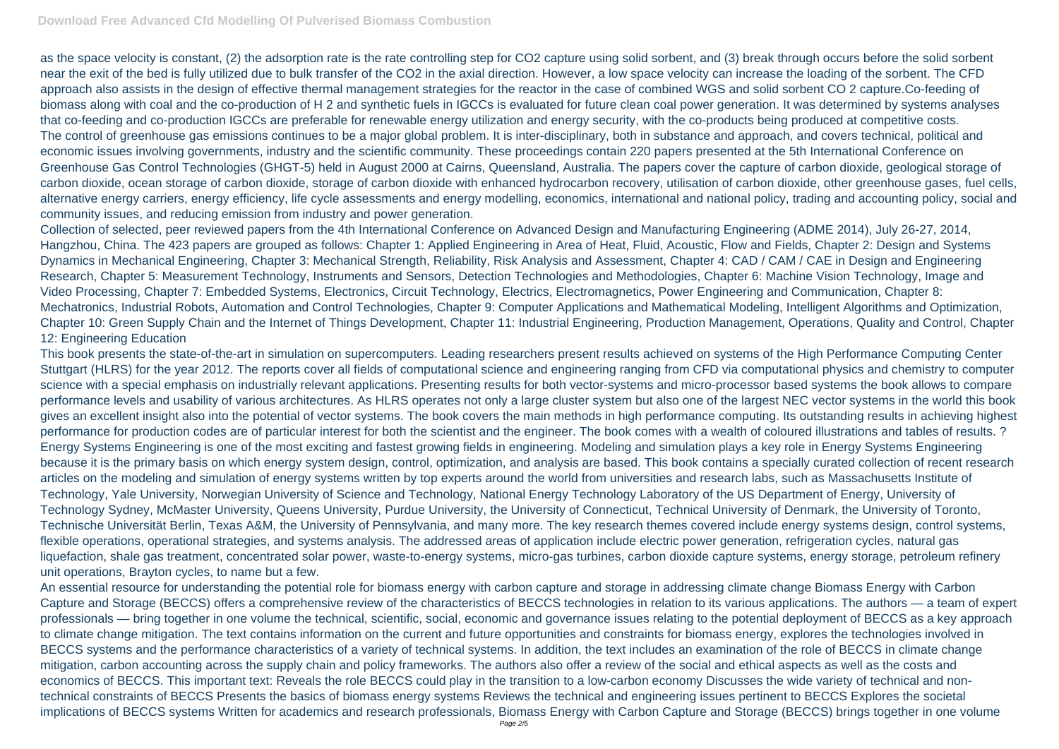as the space velocity is constant, (2) the adsorption rate is the rate controlling step for $CO_2$ capture using solid sorbent, and (3) break through occurs before the solid sorbent near the exit of the bed is fully utilized due to bulk transfer of the $CO_2$ in the axial direction. However, a low space velocity can increase the loading of the sorbent. The CFD approach also assists in the design of effective thermal management strategies for the reactor in the case of combined WGS and solid sorbent $CO_2$ capture.Co-feeding of biomass along with coal and the co-production of $H_2$ and synthetic fuels in IGCCs is evaluated for future clean coal power generation. It was determined by systems analyses that co-feeding and co-production IGCCs are preferable for renewable energy utilization and energy security, with the co-products being produced at competitive costs.

The control of greenhouse gas emissions continues to be a major global problem. It is inter-disciplinary, both in substance and approach, and covers technical, political and economic issues involving governments, industry and the scientific community. These proceedings contain 220 papers presented at the 5th International Conference on Greenhouse Gas Control Technologies (GHGT-5) held in August 2000 at Cairns, Queensland, Australia. The papers cover the capture of carbon dioxide, geological storage of carbon dioxide, ocean storage of carbon dioxide, storage of carbon dioxide with enhanced hydrocarbon recovery, utilisation of carbon dioxide, other greenhouse gases, fuel cells, alternative energy carriers, energy efficiency, life cycle assessments and energy modelling, economics, international and national policy, trading and accounting policy, social and community issues, and reducing emission from industry and power generation.

Collection of selected, peer reviewed papers from the 4th International Conference on Advanced Design and Manufacturing Engineering (ADME 2014), July 26-27, 2014, Hangzhou, China. The 423 papers are grouped as follows: Chapter 1: Applied Engineering in Area of Heat, Fluid, Acoustic, Flow and Fields, Chapter 2: Design and Systems Dynamics in Mechanical Engineering, Chapter 3: Mechanical Strength, Reliability, Risk Analysis and Assessment, Chapter 4: CAD / CAM / CAE in Design and Engineering Research, Chapter 5: Measurement Technology, Instruments and Sensors, Detection Technologies and Methodologies, Chapter 6: Machine Vision Technology, Image and Video Processing, Chapter 7: Embedded Systems, Electronics, Circuit Technology, Electrics, Electromagnetics, Power Engineering and Communication, Chapter 8: Mechatronics, Industrial Robots, Automation and Control Technologies, Chapter 9: Computer Applications and Mathematical Modeling, Intelligent Algorithms and Optimization, Chapter 10: Green Supply Chain and the Internet of Things Development, Chapter 11: Industrial Engineering, Production Management, Operations, Quality and Control, Chapter 12: Engineering Education

This book presents the state-of-the-art in simulation on supercomputers. Leading researchers present results achieved on systems of the High Performance Computing Center Stuttgart (HLRS) for the year 2012. The reports cover all fields of computational science and engineering ranging from CFD via computational physics and chemistry to computer science with a special emphasis on industrially relevant applications. Presenting results for both vector-systems and micro-processor based systems the book allows to compare performance levels and usability of various architectures. As HLRS operates not only a large cluster system but also one of the largest NEC vector systems in the world this book gives an excellent insight also into the potential of vector systems. The book covers the main methods in high performance computing. Its outstanding results in achieving highest performance for production codes are of particular interest for both the scientist and the engineer. The book comes with a wealth of coloured illustrations and tables of results. ?

Energy Systems Engineering is one of the most exciting and fastest growing fields in engineering. Modeling and simulation plays a key role in Energy Systems Engineering because it is the primary basis on which energy system design, control, optimization, and analysis are based. This book contains a specially curated collection of recent research articles on the modeling and simulation of energy systems written by top experts around the world from universities and research labs, such as Massachusetts Institute of Technology, Yale University, Norwegian University of Science and Technology, National Energy Technology Laboratory of the US Department of Energy, University of Technology Sydney, McMaster University, Queens University, Purdue University, the University of Connecticut, Technical University of Denmark, the University of Toronto, Technische Universität Berlin, Texas A&M, the University of Pennsylvania, and many more. The key research themes covered include energy systems design, control systems, flexible operations, operational strategies, and systems analysis. The addressed areas of application include electric power generation, refrigeration cycles, natural gas liquefaction, shale gas treatment, concentrated solar power, waste-to-energy systems, micro-gas turbines, carbon dioxide capture systems, energy storage, petroleum refinery unit operations, Brayton cycles, to name but a few.

An essential resource for understanding the potential role for biomass energy with carbon capture and storage in addressing climate change Biomass Energy with Carbon Capture and Storage (BECCS) offers a comprehensive review of the characteristics of BECCS technologies in relation to its various applications. The authors — a team of expert professionals — bring together in one volume the technical, scientific, social, economic and governance issues relating to the potential deployment of BECCS as a key approach to climate change mitigation. The text contains information on the current and future opportunities and constraints for biomass energy, explores the technologies involved in BECCS systems and the performance characteristics of a variety of technical systems. In addition, the text includes an examination of the role of BECCS in climate change mitigation, carbon accounting across the supply chain and policy frameworks. The authors also offer a review of the social and ethical aspects as well as the costs and economics of BECCS. This important text: Reveals the role BECCS could play in the transition to a low-carbon economy Discusses the wide variety of technical and non-technical constraints of BECCS Presents the basics of biomass energy systems Reviews the technical and engineering issues pertinent to BECCS Explores the societal implications of BECCS systems Written for academics and research professionals, Biomass Energy with Carbon Capture and Storage (BECCS) brings together in one volume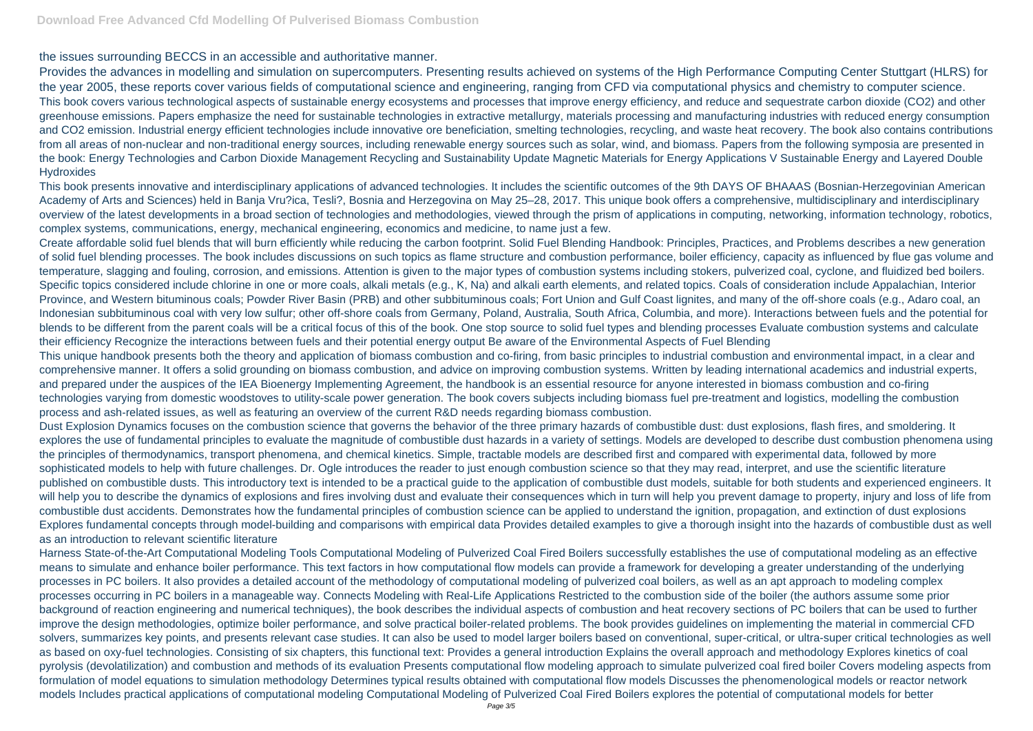the issues surrounding BECCS in an accessible and authoritative manner.

Provides the advances in modelling and simulation on supercomputers. Presenting results achieved on systems of the High Performance Computing Center Stuttgart (HLRS) for the year 2005, these reports cover various fields of computational science and engineering, ranging from CFD via computational physics and chemistry to computer science.

This book covers various technological aspects of sustainable energy ecosystems and processes that improve energy efficiency, and reduce and sequestrate carbon dioxide ($CO_2$) and other greenhouse emissions. Papers emphasize the need for sustainable technologies in extractive metallurgy, materials processing and manufacturing industries with reduced energy consumption and $CO_2$ emission. Industrial energy efficient technologies include innovative ore beneficiation, smelting technologies, recycling, and waste heat recovery. The book also contains contributions from all areas of non-nuclear and non-traditional energy sources, including renewable energy sources such as solar, wind, and biomass. Papers from the following symposia are presented in the book: Energy Technologies and Carbon Dioxide Management Recycling and Sustainability Update Magnetic Materials for Energy Applications V Sustainable Energy and Layered Double Hydroxides

This book presents innovative and interdisciplinary applications of advanced technologies. It includes the scientific outcomes of the 9th DAYS OF BHAAAS (Bosnian-Herzegovinian American Academy of Arts and Sciences) held in Banja Vru?ica, Tesli?, Bosnia and Herzegovina on May 25–28, 2017. This unique book offers a comprehensive, multidisciplinary and interdisciplinary overview of the latest developments in a broad section of technologies and methodologies, viewed through the prism of applications in computing, networking, information technology, robotics, complex systems, communications, energy, mechanical engineering, economics and medicine, to name just a few.

Create affordable solid fuel blends that will burn efficiently while reducing the carbon footprint. Solid Fuel Blending Handbook: Principles, Practices, and Problems describes a new generation of solid fuel blending processes. The book includes discussions on such topics as flame structure and combustion performance, boiler efficiency, capacity as influenced by flue gas volume and temperature, slagging and fouling, corrosion, and emissions. Attention is given to the major types of combustion systems including stokers, pulverized coal, cyclone, and fluidized bed boilers. Specific topics considered include chlorine in one or more coals, alkali metals (e.g., K, Na) and alkali earth elements, and related topics. Coals of consideration include Appalachian, Interior Province, and Western bituminous coals; Powder River Basin (PRB) and other subbituminous coals; Fort Union and Gulf Coast lignites, and many of the off-shore coals (e.g., Adaro coal, an Indonesian subbituminous coal with very low sulfur; other off-shore coals from Germany, Poland, Australia, South Africa, Columbia, and more). Interactions between fuels and the potential for blends to be different from the parent coals will be a critical focus of this of the book. One stop source to solid fuel types and blending processes Evaluate combustion systems and calculate their efficiency Recognize the interactions between fuels and their potential energy output Be aware of the Environmental Aspects of Fuel Blending

This unique handbook presents both the theory and application of biomass combustion and co-firing, from basic principles to industrial combustion and environmental impact, in a clear and comprehensive manner. It offers a solid grounding on biomass combustion, and advice on improving combustion systems. Written by leading international academics and industrial experts, and prepared under the auspices of the IEA Bioenergy Implementing Agreement, the handbook is an essential resource for anyone interested in biomass combustion and co-firing technologies varying from domestic woodstoves to utility-scale power generation. The book covers subjects including biomass fuel pre-treatment and logistics, modelling the combustion process and ash-related issues, as well as featuring an overview of the current R&D needs regarding biomass combustion.

Dust Explosion Dynamics focuses on the combustion science that governs the behavior of the three primary hazards of combustible dust: dust explosions, flash fires, and smoldering. It explores the use of fundamental principles to evaluate the magnitude of combustible dust hazards in a variety of settings. Models are developed to describe dust combustion phenomena using the principles of thermodynamics, transport phenomena, and chemical kinetics. Simple, tractable models are described first and compared with experimental data, followed by more sophisticated models to help with future challenges. Dr. Ogle introduces the reader to just enough combustion science so that they may read, interpret, and use the scientific literature published on combustible dusts. This introductory text is intended to be a practical guide to the application of combustible dust models, suitable for both students and experienced engineers. It will help you to describe the dynamics of explosions and fires involving dust and evaluate their consequences which in turn will help you prevent damage to property, injury and loss of life from combustible dust accidents. Demonstrates how the fundamental principles of combustion science can be applied to understand the ignition, propagation, and extinction of dust explosions Explores fundamental concepts through model-building and comparisons with empirical data Provides detailed examples to give a thorough insight into the hazards of combustible dust as well as an introduction to relevant scientific literature

Harness State-of-the-Art Computational Modeling Tools Computational Modeling of Pulverized Coal Fired Boilers successfully establishes the use of computational modeling as an effective means to simulate and enhance boiler performance. This text factors in how computational flow models can provide a framework for developing a greater understanding of the underlying processes in PC boilers. It also provides a detailed account of the methodology of computational modeling of pulverized coal boilers, as well as an apt approach to modeling complex processes occurring in PC boilers in a manageable way. Connects Modeling with Real-Life Applications Restricted to the combustion side of the boiler (the authors assume some prior background of reaction engineering and numerical techniques), the book describes the individual aspects of combustion and heat recovery sections of PC boilers that can be used to further improve the design methodologies, optimize boiler performance, and solve practical boiler-related problems. The book provides guidelines on implementing the material in commercial CFD solvers, summarizes key points, and presents relevant case studies. It can also be used to model larger boilers based on conventional, super-critical, or ultra-super critical technologies as well as based on oxy-fuel technologies. Consisting of six chapters, this functional text: Provides a general introduction Explains the overall approach and methodology Explores kinetics of coal pyrolysis (devolatilization) and combustion and methods of its evaluation Presents computational flow modeling approach to simulate pulverized coal fired boiler Covers modeling aspects from formulation of model equations to simulation methodology Determines typical results obtained with computational flow models Discusses the phenomenological models or reactor network models Includes practical applications of computational modeling Computational Modeling of Pulverized Coal Fired Boilers explores the potential of computational models for better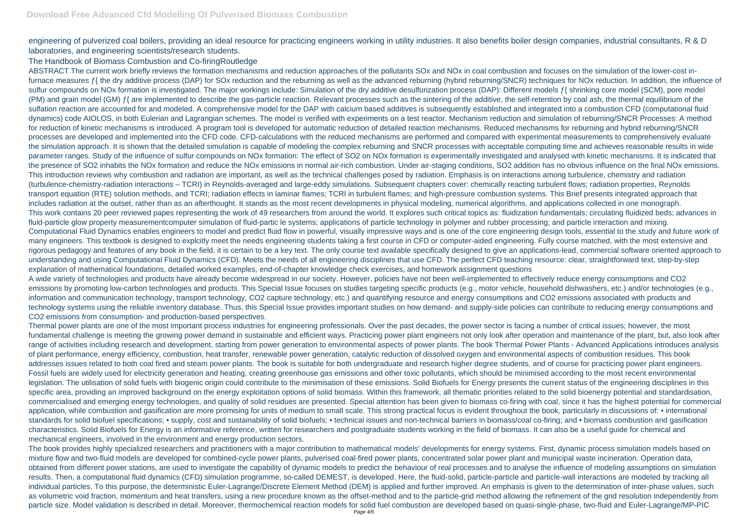engineering of pulverized coal boilers, providing an ideal resource for practicing engineers working in utility industries. It also benefits boiler design companies, industrial consultants, R & D laboratories, and engineering scientists/research students.

The Handbook of Biomass Combustion and Co-firingRoutledge

ABSTRACT The current work briefly reviews the formation mechanisms and reduction approaches of the pollutants SOx and NOx in coal combustion and focuses on the simulation of the lower-cost in-furnace measures ƒ{ the dry additive process (DAP) for SOx reduction and the reburning as well as the advanced reburning (hybrid reburning/SNCR) techniques for NOx reduction. In addition, the influence of sulfur compounds on NOx formation is investigated. The major workings include: Simulation of the dry additive desulfurization process (DAP): Different models ƒ{ shrinking core model (SCM), pore model (PM) and grain model (GM) ƒ{ are implemented to describe the gas-particle reaction. Relevant processes such as the sintering of the additive, the self-retention by coal ash, the thermal equilibrium of the sulfation reaction are accounted for and modeled. A comprehensive model for the DAP with calcium based additives is subsequently established and integrated into a combustion CFD (computational fluid dynamics) code AIOLOS, in both Eulerian and Lagrangian schemes. The model is verified with experiments on a test reactor. Mechanism reduction and simulation of reburning/SNCR Processes: A method for reduction of kinetic mechanisms is introduced. A program tool is developed for automatic reduction of detailed reaction mechanisms. Reduced mechanisms for reburning and hybrid reburning/SNCR processes are developed and implemented into the CFD code. CFD-calculations with the reduced mechanisms are performed and compared with experimental measurements to comprehensively evaluate the simulation approach. It is shown that the detailed simulation is capable of modeling the complex reburning and SNCR processes with acceptable computing time and achieves reasonable results in wide parameter ranges. Study of the influence of sulfur compounds on NOx formation: The effect of SO2 on NOx formation is experimentally investigated and analysed with kinetic mechanisms. It is indicated that the presence of SO2 inhabits the NOx formation and reduce the NOx emissions in normal air-rich combustion. Under air-staging conditions, SO2 addition has no obvious influence on the final NOx emissions.

This introduction reviews why combustion and radiation are important, as well as the technical challenges posed by radiation. Emphasis is on interactions among turbulence, chemistry and radiation (turbulence-chemistry-radiation interactions – TCRI) in Reynolds-averaged and large-eddy simulations. Subsequent chapters cover: chemically reacting turbulent flows; radiation properties, Reynolds transport equation (RTE) solution methods, and TCRI; radiation effects in laminar flames; TCRI in turbulent flames; and high-pressure combustion systems. This Brief presents integrated approach that includes radiation at the outset, rather than as an afterthought. It stands as the most recent developments in physical modeling, numerical algorithms, and applications collected in one monograph.

This work contains 20 peer reviewed papes representing the work of 49 researchers from around the world. It explores such critical topics as: fluidization fundamentals; circulating fluidized beds; advances in fluid-particle glow property measurementcomputer simulation of fluid-partic le systems; applications of particle technology in polymer and rubber processing; and particle interaction and mixing.

Computational Fluid Dynamics enables engineers to model and predict fluid flow in powerful, visually impressive ways and is one of the core engineering design tools, essential to the study and future work of many engineers. This textbook is designed to explcitly meet the needs engineering students taking a first course in CFD or computer-aided engineering. Fully course matched, with the most extensive and rigorous pedagogy and features of any book in the field, it is certain to be a key text. The only course text available specifically designed to give an applications-lead, commercial software oriented approach to understanding and using Computational Fluid Dynamics (CFD). Meets the needs of all engineering disciplines that use CFD. The perfect CFD teaching resource: clear, straightforward text, step-by-step explanation of mathematical foundations, detailed worked examples, end-of-chapter knowledge check exercises, and homework assignment questions

A wide variety of technologies and products have already become widespread in our society. However, policies have not been well-implemented to effectively reduce energy consumptions and CO2 emissions by promoting low-carbon technologies and products. This Special Issue focuses on studies targeting specific products (e.g., motor vehicle, household dishwashers, etc.) and/or technologies (e.g., information and communication technology, transport technology, CO2 capture technology, etc.) and quantifying resource and energy consumptions and CO2 emissions associated with products and technology systems using the reliable inventory database. Thus, this Special Issue provides important studies on how demand- and supply-side policies can contribute to reducing energy consumptions and CO2 emissions from consumption- and production-based perspectives.

Thermal power plants are one of the most important process industries for engineering professionals. Over the past decades, the power sector is facing a number of critical issues; however, the most fundamental challenge is meeting the growing power demand in sustainable and efficient ways. Practicing power plant engineers not only look after operation and maintenance of the plant, but, also look after range of activities including research and development, starting from power generation to environmental aspects of power plants. The book Thermal Power Plants - Advanced Applications introduces analysis of plant performance, energy efficiency, combustion, heat transfer, renewable power generation, catalytic reduction of dissolved oxygen and environmental aspects of combustion residues. This book addresses issues related to both coal fired and steam power plants. The book is suitable for both undergraduate and research higher degree students, and of course for practicing power plant engineers.

Fossil fuels are widely used for electricity generation and heating, creating greenhouse gas emissions and other toxic pollutants, which should be minimised according to the most recent environmental legislation. The utilisation of solid fuels with biogenic origin could contribute to the minimisation of these emissions. Solid Biofuels for Energy presents the current status of the engineering disciplines in this specific area, providing an improved background on the energy exploitation options of solid biomass. Within this framework, all thematic priorities related to the solid bioenergy potential and standardisation, commercialised and emerging energy technologies, and quality of solid residues are presented. Special attention has been given to biomass co-firing with coal, since it has the highest potential for commercial application, while combustion and gasification are more promising for units of medium to small scale. This strong practical focus is evident throughout the book, particularly in discussions of: • international standards for solid biofuel specifications; • supply, cost and sustainability of solid biofuels; • technical issues and non-technical barriers in biomass/coal co-firing; and • biomass combustion and gasification characteristics. Solid Biofuels for Energy is an informative reference, written for researchers and postgraduate students working in the field of biomass. It can also be a useful guide for chemical and mechanical engineers, involved in the environment and energy production sectors.

The book provides highly specialized researchers and practitioners with a major contribution to mathematical models' developments for energy systems. First, dynamic process simulation models based on mixture flow and two-fluid models are developed for combined-cycle power plants, pulverised coal-fired power plants, concentrated solar power plant and municipal waste incineration. Operation data, obtained from different power stations, are used to investigate the capability of dynamic models to predict the behaviour of real processes and to analyse the influence of modeling assumptions on simulation results. Then, a computational fluid dynamics (CFD) simulation programme, so-called DEMEST, is developed. Here, the fluid-solid, particle-particle and particle-wall interactions are modeled by tracking all individual particles. To this purpose, the deterministic Euler-Lagrange/Discrete Element Method (DEM) is applied and further improved. An emphasis is given to the determination of inter-phase values, such as volumetric void fraction, momentum and heat transfers, using a new procedure known as the offset-method and to the particle-grid method allowing the refinement of the grid resolution independently from particle size. Model validation is described in detail. Moreover, thermochemical reaction models for solid fuel combustion are developed based on quasi-single-phase, two-fluid and Euler-Lagrange/MP-PIC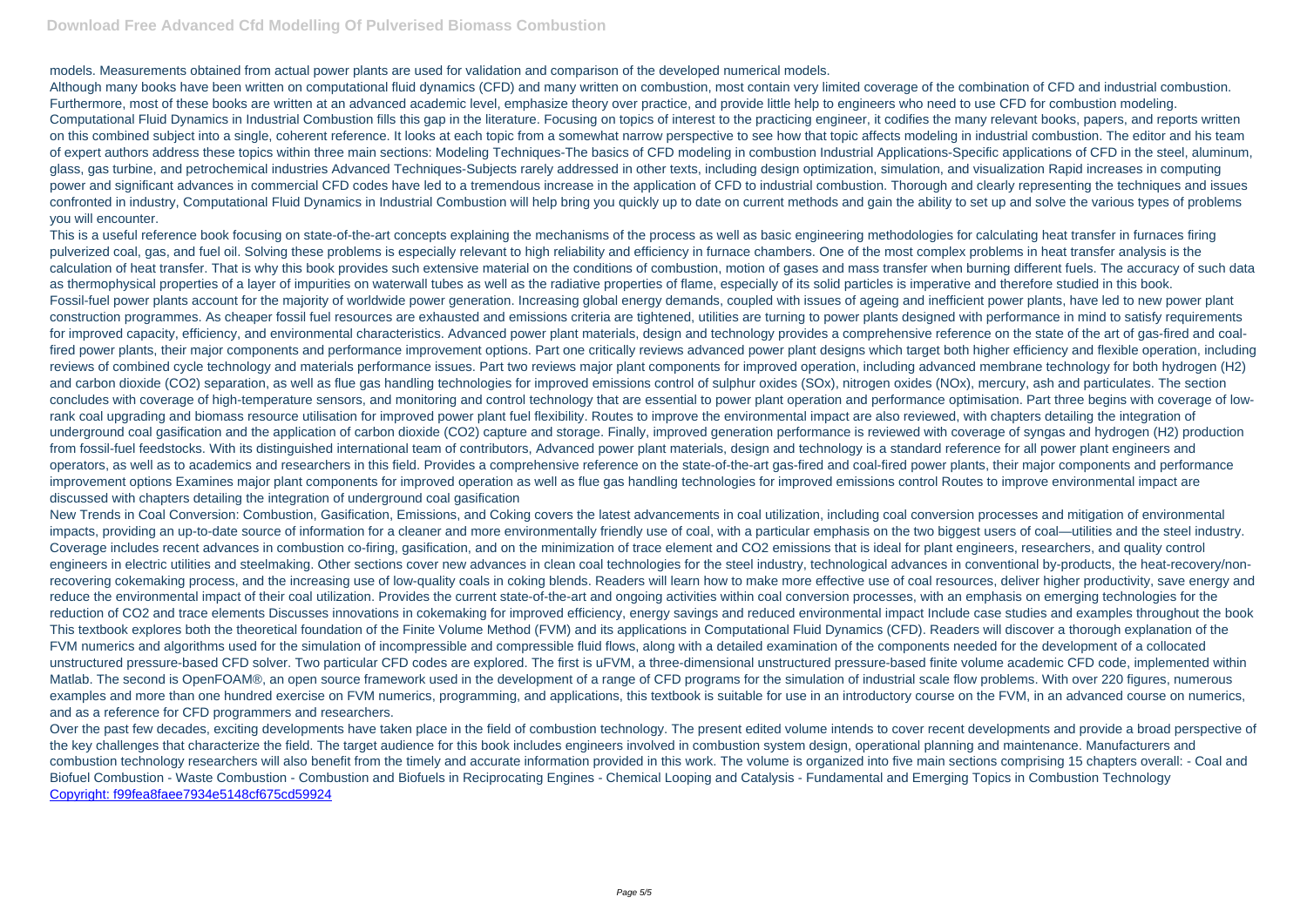models. Measurements obtained from actual power plants are used for validation and comparison of the developed numerical models.

Although many books have been written on computational fluid dynamics (CFD) and many written on combustion, most contain very limited coverage of the combination of CFD and industrial combustion. Furthermore, most of these books are written at an advanced academic level, emphasize theory over practice, and provide little help to engineers who need to use CFD for combustion modeling. Computational Fluid Dynamics in Industrial Combustion fills this gap in the literature. Focusing on topics of interest to the practicing engineer, it codifies the many relevant books, papers, and reports written on this combined subject into a single, coherent reference. It looks at each topic from a somewhat narrow perspective to see how that topic affects modeling in industrial combustion. The editor and his team of expert authors address these topics within three main sections: Modeling Techniques-The basics of CFD modeling in combustion Industrial Applications-Specific applications of CFD in the steel, aluminum, glass, gas turbine, and petrochemical industries Advanced Techniques-Subjects rarely addressed in other texts, including design optimization, simulation, and visualization Rapid increases in computing power and significant advances in commercial CFD codes have led to a tremendous increase in the application of CFD to industrial combustion. Thorough and clearly representing the techniques and issues confronted in industry, Computational Fluid Dynamics in Industrial Combustion will help bring you quickly up to date on current methods and gain the ability to set up and solve the various types of problems you will encounter.

This is a useful reference book focusing on state-of-the-art concepts explaining the mechanisms of the process as well as basic engineering methodologies for calculating heat transfer in furnaces firing pulverized coal, gas, and fuel oil. Solving these problems is especially relevant to high reliability and efficiency in furnace chambers. One of the most complex problems in heat transfer analysis is the calculation of heat transfer. That is why this book provides such extensive material on the conditions of combustion, motion of gases and mass transfer when burning different fuels. The accuracy of such data as thermophysical properties of a layer of impurities on waterwall tubes as well as the radiative properties of flame, especially of its solid particles is imperative and therefore studied in this book.

Fossil-fuel power plants account for the majority of worldwide power generation. Increasing global energy demands, coupled with issues of ageing and inefficient power plants, have led to new power plant construction programmes. As cheaper fossil fuel resources are exhausted and emissions criteria are tightened, utilities are turning to power plants designed with performance in mind to satisfy requirements for improved capacity, efficiency, and environmental characteristics. Advanced power plant materials, design and technology provides a comprehensive reference on the state of the art of gas-fired and coal-fired power plants, their major components and performance improvement options. Part one critically reviews advanced power plant designs which target both higher efficiency and flexible operation, including reviews of combined cycle technology and materials performance issues. Part two reviews major plant components for improved operation, including advanced membrane technology for both hydrogen ($H_2$) and carbon dioxide ($CO_2$) separation, as well as flue gas handling technologies for improved emissions control of sulphur oxides ($SO_x$), nitrogen oxides ($NO_x$), mercury, ash and particulates. The section concludes with coverage of high-temperature sensors, and monitoring and control technology that are essential to power plant operation and performance optimisation. Part three begins with coverage of low-rank coal upgrading and biomass resource utilisation for improved power plant fuel flexibility. Routes to improve the environmental impact are also reviewed, with chapters detailing the integration of underground coal gasification and the application of carbon dioxide ($CO_2$) capture and storage. Finally, improved generation performance is reviewed with coverage of syngas and hydrogen ($H_2$) production from fossil-fuel feedstocks. With its distinguished international team of contributors, Advanced power plant materials, design and technology is a standard reference for all power plant engineers and operators, as well as to academics and researchers in this field. Provides a comprehensive reference on the state-of-the-art gas-fired and coal-fired power plants, their major components and performance improvement options Examines major plant components for improved operation as well as flue gas handling technologies for improved emissions control Routes to improve environmental impact are discussed with chapters detailing the integration of underground coal gasification

New Trends in Coal Conversion: Combustion, Gasification, Emissions, and Coking covers the latest advancements in coal utilization, including coal conversion processes and mitigation of environmental impacts, providing an up-to-date source of information for a cleaner and more environmentally friendly use of coal, with a particular emphasis on the two biggest users of coal—utilities and the steel industry. Coverage includes recent advances in combustion co-firing, gasification, and on the minimization of trace element and $CO_2$ emissions that is ideal for plant engineers, researchers, and quality control engineers in electric utilities and steelmaking. Other sections cover new advances in clean coal technologies for the steel industry, technological advances in conventional by-products, the heat-recovery/non-recovering cokemaking process, and the increasing use of low-quality coals in coking blends. Readers will learn how to make more effective use of coal resources, deliver higher productivity, save energy and reduce the environmental impact of their coal utilization. Provides the current state-of-the-art and ongoing activities within coal conversion processes, with an emphasis on emerging technologies for the reduction of $CO_2$ and trace elements Discusses innovations in cokemaking for improved efficiency, energy savings and reduced environmental impact Include case studies and examples throughout the book This textbook explores both the theoretical foundation of the Finite Volume Method (FVM) and its applications in Computational Fluid Dynamics (CFD). Readers will discover a thorough explanation of the FVM numerics and algorithms used for the simulation of incompressible and compressible fluid flows, along with a detailed examination of the components needed for the development of a collocated unstructured pressure-based CFD solver. Two particular CFD codes are explored. The first is uFVM, a three-dimensional unstructured pressure-based finite volume academic CFD code, implemented within Matlab. The second is OpenFOAM®, an open source framework used in the development of a range of CFD programs for the simulation of industrial scale flow problems. With over 220 figures, numerous examples and more than one hundred exercise on FVM numerics, programming, and applications, this textbook is suitable for use in an introductory course on the FVM, in an advanced course on numerics, and as a reference for CFD programmers and researchers.

Over the past few decades, exciting developments have taken place in the field of combustion technology. The present edited volume intends to cover recent developments and provide a broad perspective of the key challenges that characterize the field. The target audience for this book includes engineers involved in combustion system design, operational planning and maintenance. Manufacturers and combustion technology researchers will also benefit from the timely and accurate information provided in this work. The volume is organized into five main sections comprising 15 chapters overall: - Coal and Biofuel Combustion - Waste Combustion - Combustion and Biofuels in Reciprocating Engines - Chemical Looping and Catalysis - Fundamental and Emerging Topics in Combustion Technology

Copyright: f99fea8faee7934e5148cf675cd59924